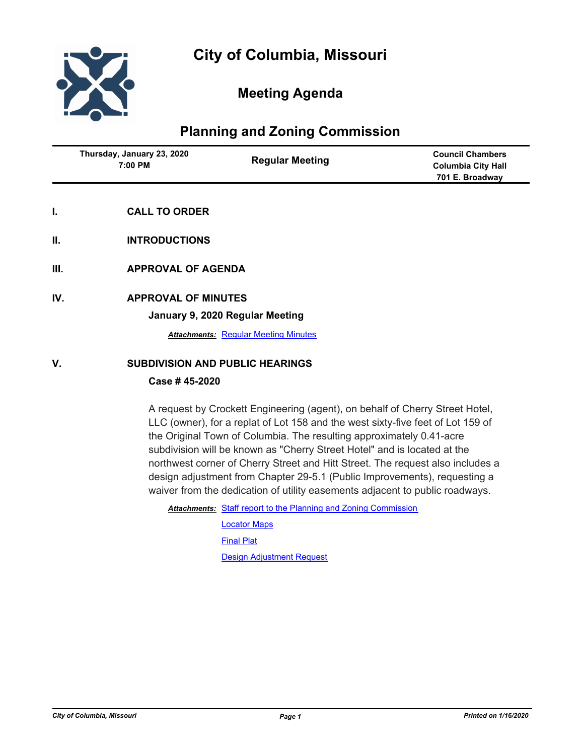# City of Columbia, Missouri

## Meeting Agenda

## Planning and Zoning Commission

| Thursday, January 23, 2020 7:00 PM | Regular Meeting | Council Chambers Columbia City Hall 701 E. Broadway |
| --- | --- | --- |

**I. CALL TO ORDER**

**II. INTRODUCTIONS**

**III. APPROVAL OF AGENDA**

**IV. APPROVAL OF MINUTES**

**January 9, 2020 Regular Meeting**

***Attachments:*** Regular Meeting Minutes

**V. SUBDIVISION AND PUBLIC HEARINGS**

**Case # 45-2020**

A request by Crockett Engineering (agent), on behalf of Cherry Street Hotel, LLC (owner), for a replat of Lot 158 and the west sixty-five feet of Lot 159 of the Original Town of Columbia. The resulting approximately 0.41-acre subdivision will be known as "Cherry Street Hotel" and is located at the northwest corner of Cherry Street and Hitt Street. The request also includes a design adjustment from Chapter 29-5.1 (Public Improvements), requesting a waiver from the dedication of utility easements adjacent to public roadways.

***Attachments:*** Staff report to the Planning and Zoning Commission

Locator Maps

Final Plat

Design Adjustment Request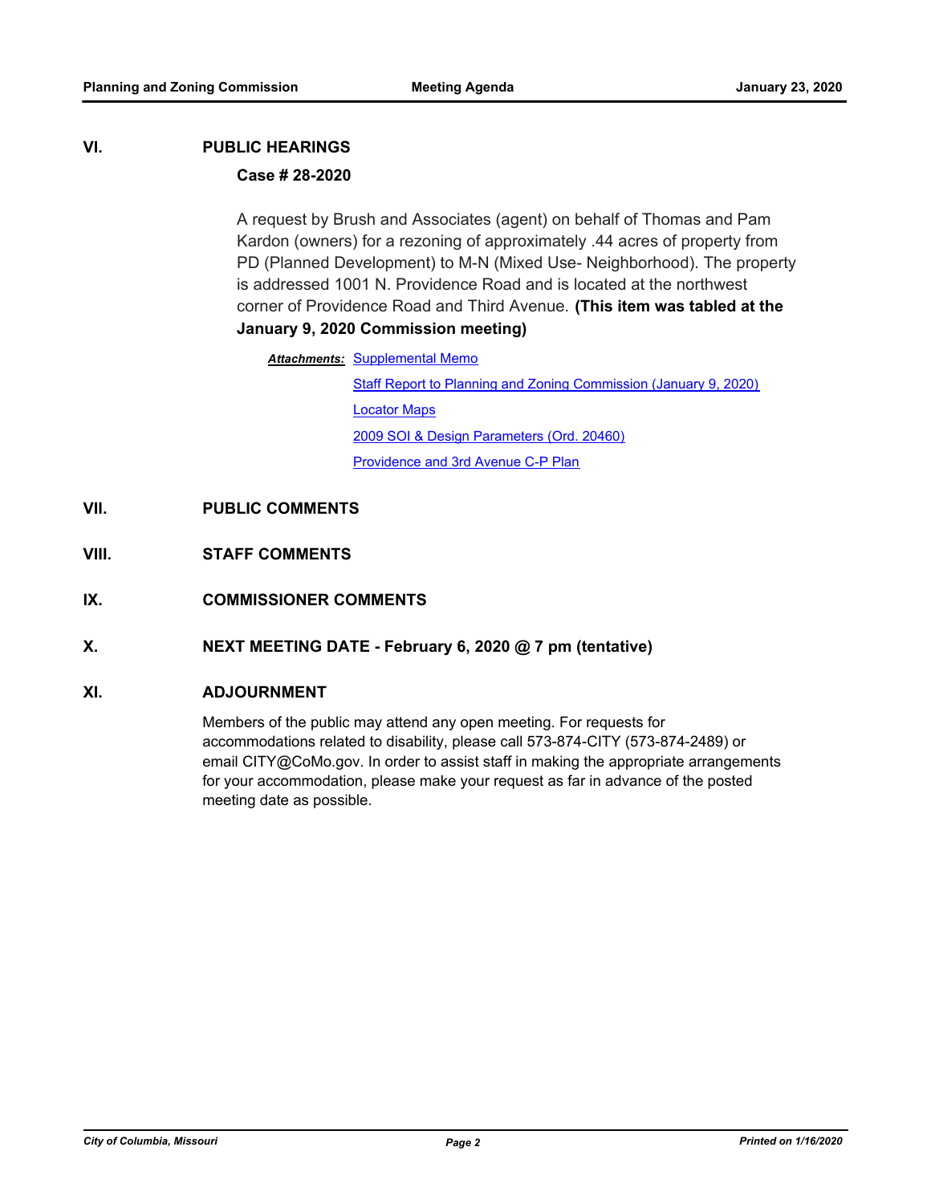## VI. PUBLIC HEARINGS

### Case # 28-2020

A request by Brush and Associates (agent) on behalf of Thomas and Pam Kardon (owners) for a rezoning of approximately .44 acres of property from PD (Planned Development) to M-N (Mixed Use- Neighborhood). The property is addressed 1001 N. Providence Road and is located at the northwest corner of Providence Road and Third Avenue. **(This item was tabled at the January 9, 2020 Commission meeting)**

***Attachments:*** Supplemental Memo

Staff Report to Planning and Zoning Commission (January 9, 2020)

Locator Maps

2009 SOI & Design Parameters (Ord. 20460)

Providence and 3rd Avenue C-P Plan

## VII. PUBLIC COMMENTS

## VIII. STAFF COMMENTS

## IX. COMMISSIONER COMMENTS

## X. NEXT MEETING DATE - February 6, 2020 @ 7 pm (tentative)

## XI. ADJOURNMENT

Members of the public may attend any open meeting. For requests for accommodations related to disability, please call 573-874-CITY (573-874-2489) or email CITY@CoMo.gov. In order to assist staff in making the appropriate arrangements for your accommodation, please make your request as far in advance of the posted meeting date as possible.